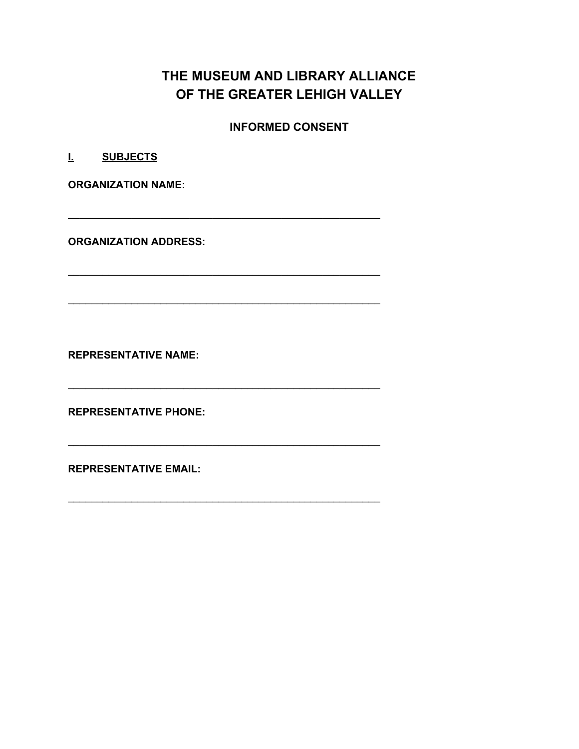# THE MUSEUM AND LIBRARY ALLIANCE OF THE GREATER LEHIGH VALLEY

## INFORMED CONSENT

### I. SUBJECTS

**ORGANIZATION NAME:**

________________________________________________________

**ORGANIZATION ADDRESS:**

________________________________________________________

________________________________________________________

**REPRESENTATIVE NAME:**

________________________________________________________

**REPRESENTATIVE PHONE:**

________________________________________________________

**REPRESENTATIVE EMAIL:**

________________________________________________________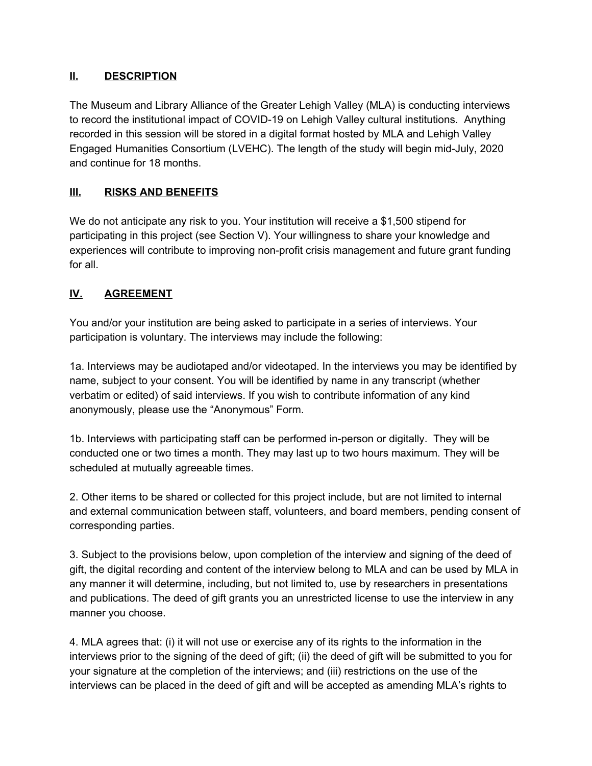## II. DESCRIPTION

The Museum and Library Alliance of the Greater Lehigh Valley (MLA) is conducting interviews to record the institutional impact of COVID-19 on Lehigh Valley cultural institutions. Anything recorded in this session will be stored in a digital format hosted by MLA and Lehigh Valley Engaged Humanities Consortium (LVEHC). The length of the study will begin mid-July, 2020 and continue for 18 months.

## III. RISKS AND BENEFITS

We do not anticipate any risk to you. Your institution will receive a $1,500 stipend for participating in this project (see Section V). Your willingness to share your knowledge and experiences will contribute to improving non-profit crisis management and future grant funding for all.

## IV. AGREEMENT

You and/or your institution are being asked to participate in a series of interviews. Your participation is voluntary. The interviews may include the following:

1a. Interviews may be audiotaped and/or videotaped. In the interviews you may be identified by name, subject to your consent. You will be identified by name in any transcript (whether verbatim or edited) of said interviews. If you wish to contribute information of any kind anonymously, please use the "Anonymous" Form.

1b. Interviews with participating staff can be performed in-person or digitally. They will be conducted one or two times a month. They may last up to two hours maximum. They will be scheduled at mutually agreeable times.

2. Other items to be shared or collected for this project include, but are not limited to internal and external communication between staff, volunteers, and board members, pending consent of corresponding parties.

3. Subject to the provisions below, upon completion of the interview and signing of the deed of gift, the digital recording and content of the interview belong to MLA and can be used by MLA in any manner it will determine, including, but not limited to, use by researchers in presentations and publications. The deed of gift grants you an unrestricted license to use the interview in any manner you choose.

4. MLA agrees that: (i) it will not use or exercise any of its rights to the information in the interviews prior to the signing of the deed of gift; (ii) the deed of gift will be submitted to you for your signature at the completion of the interviews; and (iii) restrictions on the use of the interviews can be placed in the deed of gift and will be accepted as amending MLA's rights to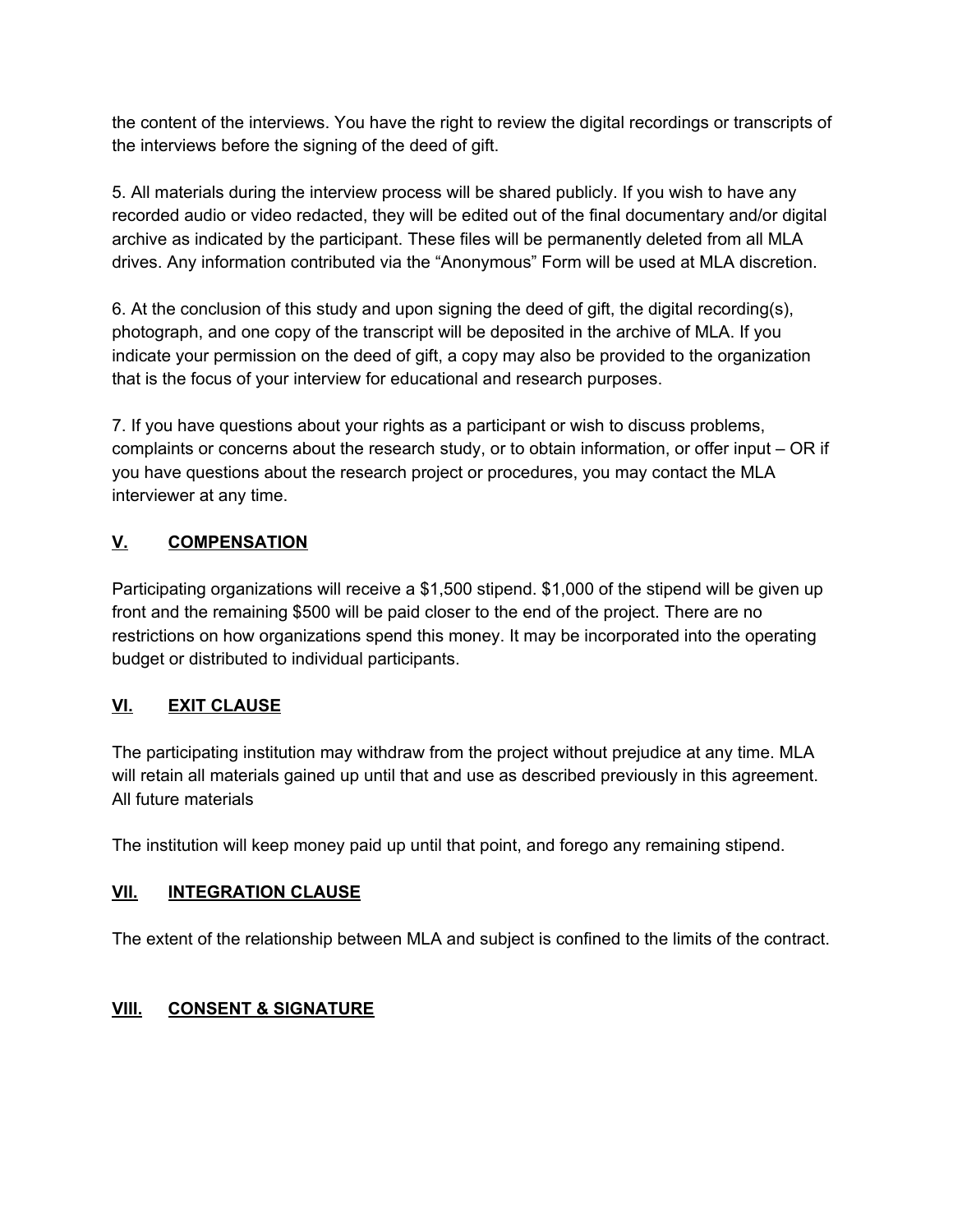the content of the interviews. You have the right to review the digital recordings or transcripts of the interviews before the signing of the deed of gift.

5. All materials during the interview process will be shared publicly. If you wish to have any recorded audio or video redacted, they will be edited out of the final documentary and/or digital archive as indicated by the participant. These files will be permanently deleted from all MLA drives. Any information contributed via the “Anonymous” Form will be used at MLA discretion.

6. At the conclusion of this study and upon signing the deed of gift, the digital recording(s), photograph, and one copy of the transcript will be deposited in the archive of MLA. If you indicate your permission on the deed of gift, a copy may also be provided to the organization that is the focus of your interview for educational and research purposes.

7. If you have questions about your rights as a participant or wish to discuss problems, complaints or concerns about the research study, or to obtain information, or offer input – OR if you have questions about the research project or procedures, you may contact the MLA interviewer at any time.

## V. COMPENSATION

Participating organizations will receive a $1,500 stipend. $1,000 of the stipend will be given up front and the remaining $500 will be paid closer to the end of the project. There are no restrictions on how organizations spend this money. It may be incorporated into the operating budget or distributed to individual participants.

## VI. EXIT CLAUSE

The participating institution may withdraw from the project without prejudice at any time. MLA will retain all materials gained up until that and use as described previously in this agreement. All future materials

The institution will keep money paid up until that point, and forego any remaining stipend.

## VII. INTEGRATION CLAUSE

The extent of the relationship between MLA and subject is confined to the limits of the contract.

## VIII. CONSENT & SIGNATURE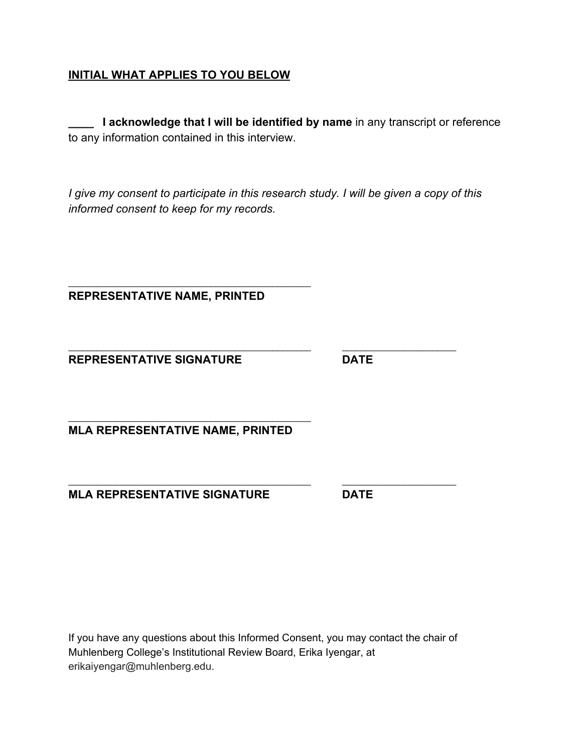**INITIAL WHAT APPLIES TO YOU BELOW**

____ **I acknowledge that I will be identified by name** in any transcript or reference to any information contained in this interview.

*I give my consent to participate in this research study. I will be given a copy of this informed consent to keep for my records.*

________________________________________
**REPRESENTATIVE NAME, PRINTED**

________________________________________ ____________________
**REPRESENTATIVE SIGNATURE** **DATE**

________________________________________
**MLA REPRESENTATIVE NAME, PRINTED**

________________________________________ ____________________
**MLA REPRESENTATIVE SIGNATURE** **DATE**

If you have any questions about this Informed Consent, you may contact the chair of Muhlenberg College's Institutional Review Board, Erika Iyengar, at erikaiyengar@muhlenberg.edu.